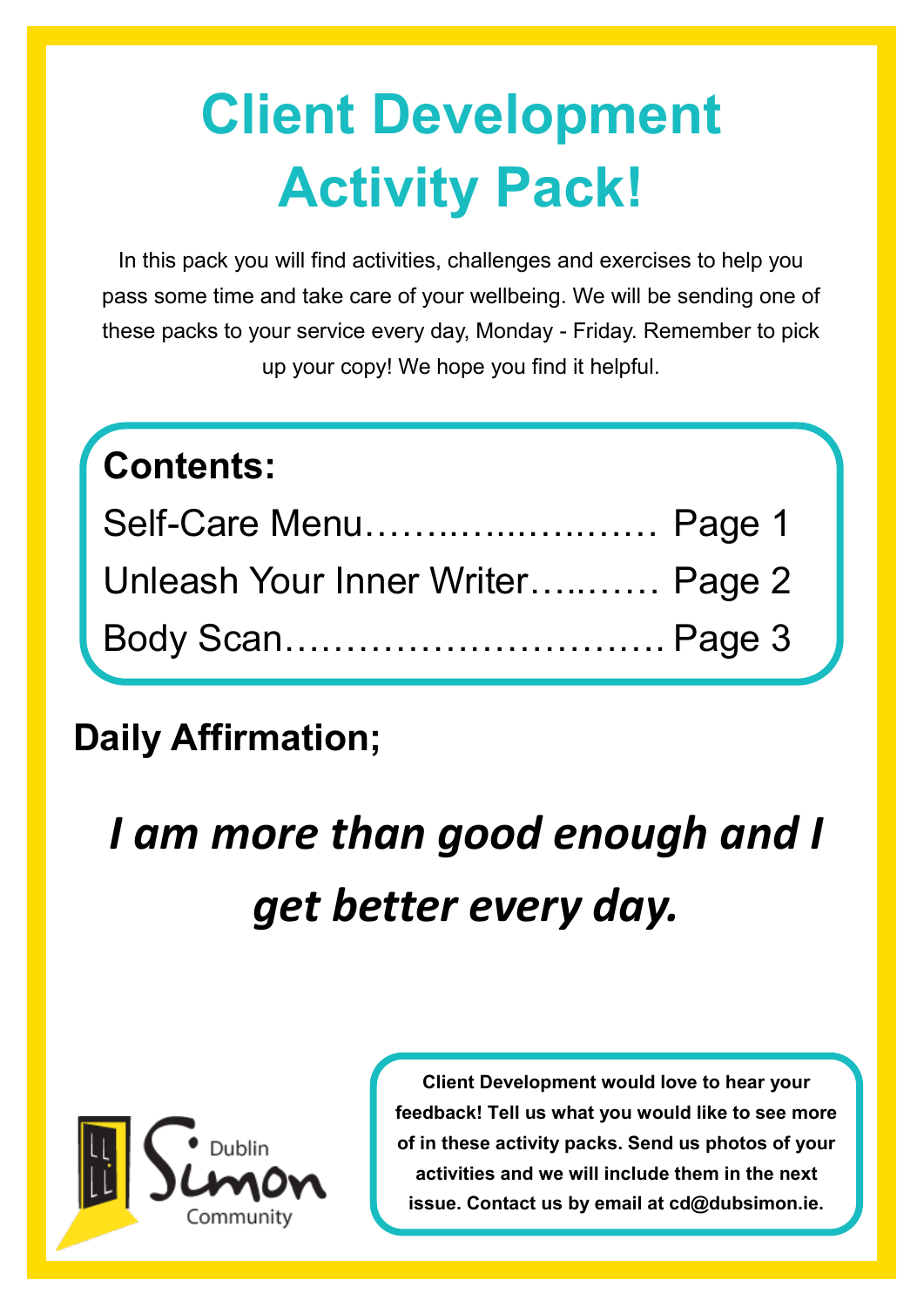# Client Development Activity Pack!

In this pack you will find activities, challenges and exercises to help you pass some time and take care of your wellbeing. We will be sending one of these packs to your service every day, Monday - Friday. Remember to pick up your copy! We hope you find it helpful.

**Contents:**

Self-Care Menu........................ Page 1

Unleash Your Inner Writer........... Page 2

Body Scan.............................. Page 3

## Daily Affirmation;

***I am more than good enough and I get better every day.***

Dublin Simon Community

**Client Development would love to hear your feedback! Tell us what you would like to see more of in these activity packs. Send us photos of your activities and we will include them in the next issue. Contact us by email at cd@dubsimon.ie.**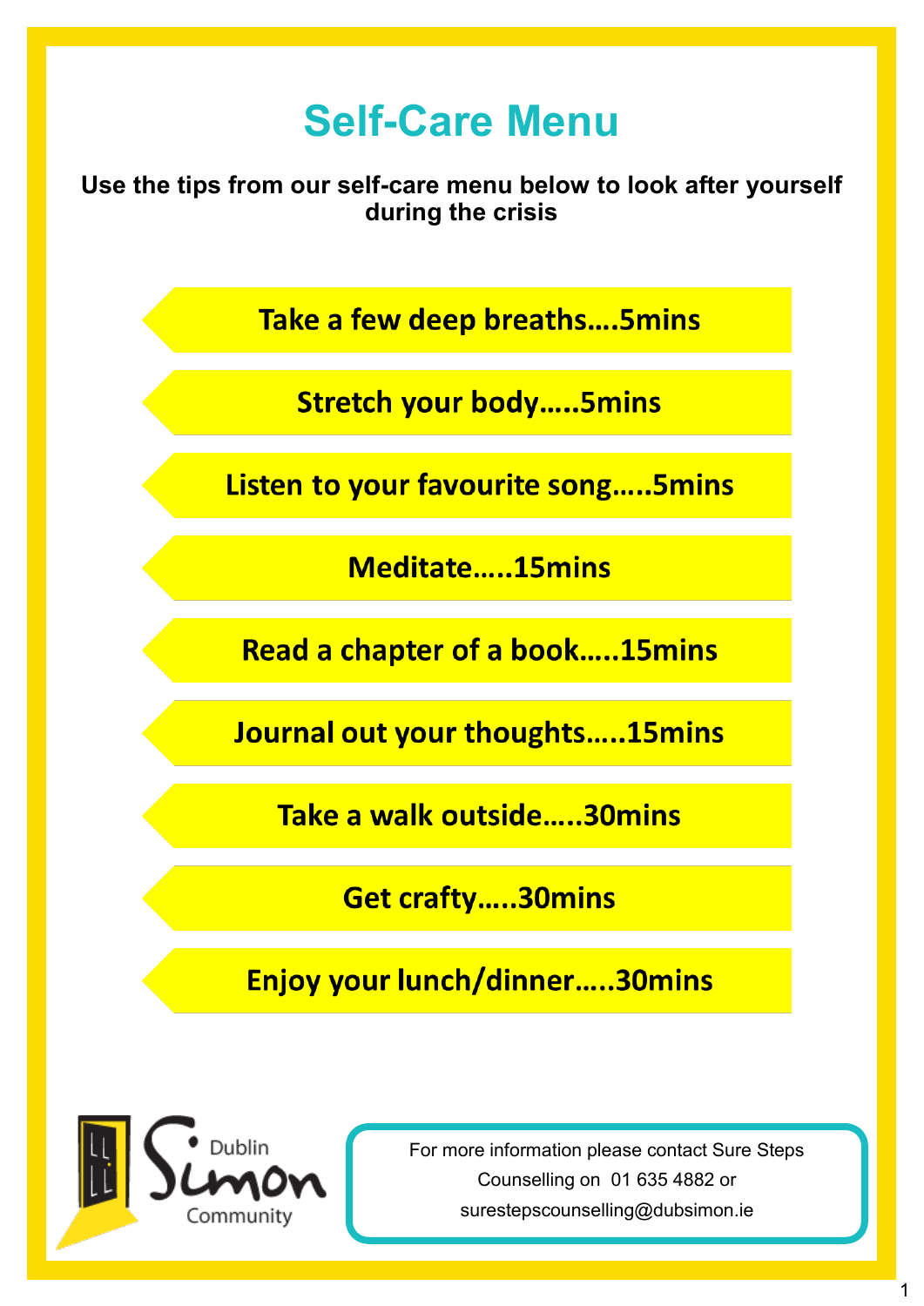# Self-Care Menu

**Use the tips from our self-care menu below to look after yourself during the crisis**

- **Take a few deep breaths….5mins**
- **Stretch your body…..5mins**
- **Listen to your favourite song…..5mins**
- **Meditate…..15mins**
- **Read a chapter of a book…..15mins**
- **Journal out your thoughts…..15mins**
- **Take a walk outside…..30mins**
- **Get crafty…..30mins**
- **Enjoy your lunch/dinner…..30mins**

Dublin Simon Community

For more information please contact Sure Steps Counselling on 01 635 4882 or surestepscounselling@dubsimon.ie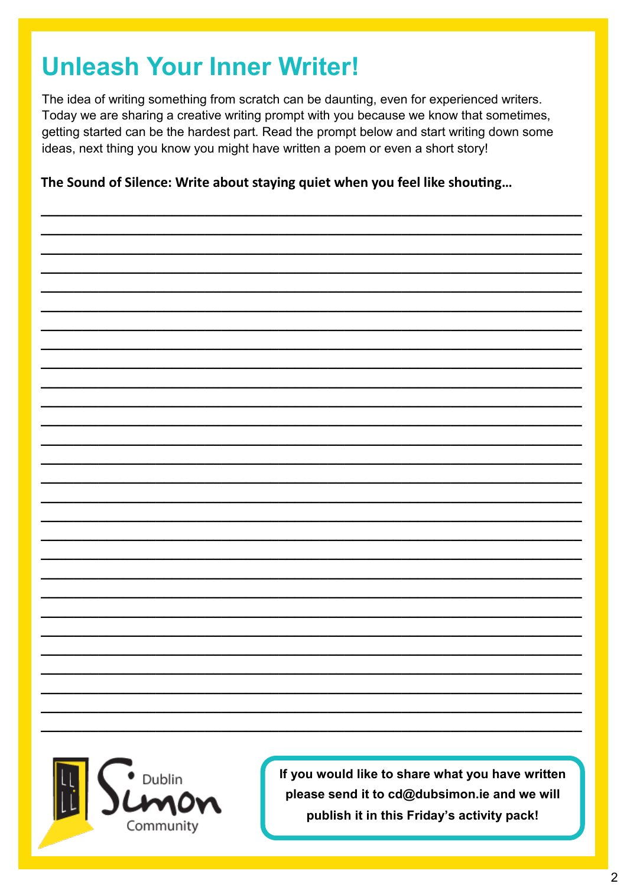# Unleash Your Inner Writer!

The idea of writing something from scratch can be daunting, even for experienced writers. Today we are sharing a creative writing prompt with you because we know that sometimes, getting started can be the hardest part. Read the prompt below and start writing down some ideas, next thing you know you might have written a poem or even a short story!

**The Sound of Silence: Write about staying quiet when you feel like shouting…**

Dublin Simon Community

**If you would like to share what you have written please send it to cd@dubsimon.ie and we will publish it in this Friday's activity pack!**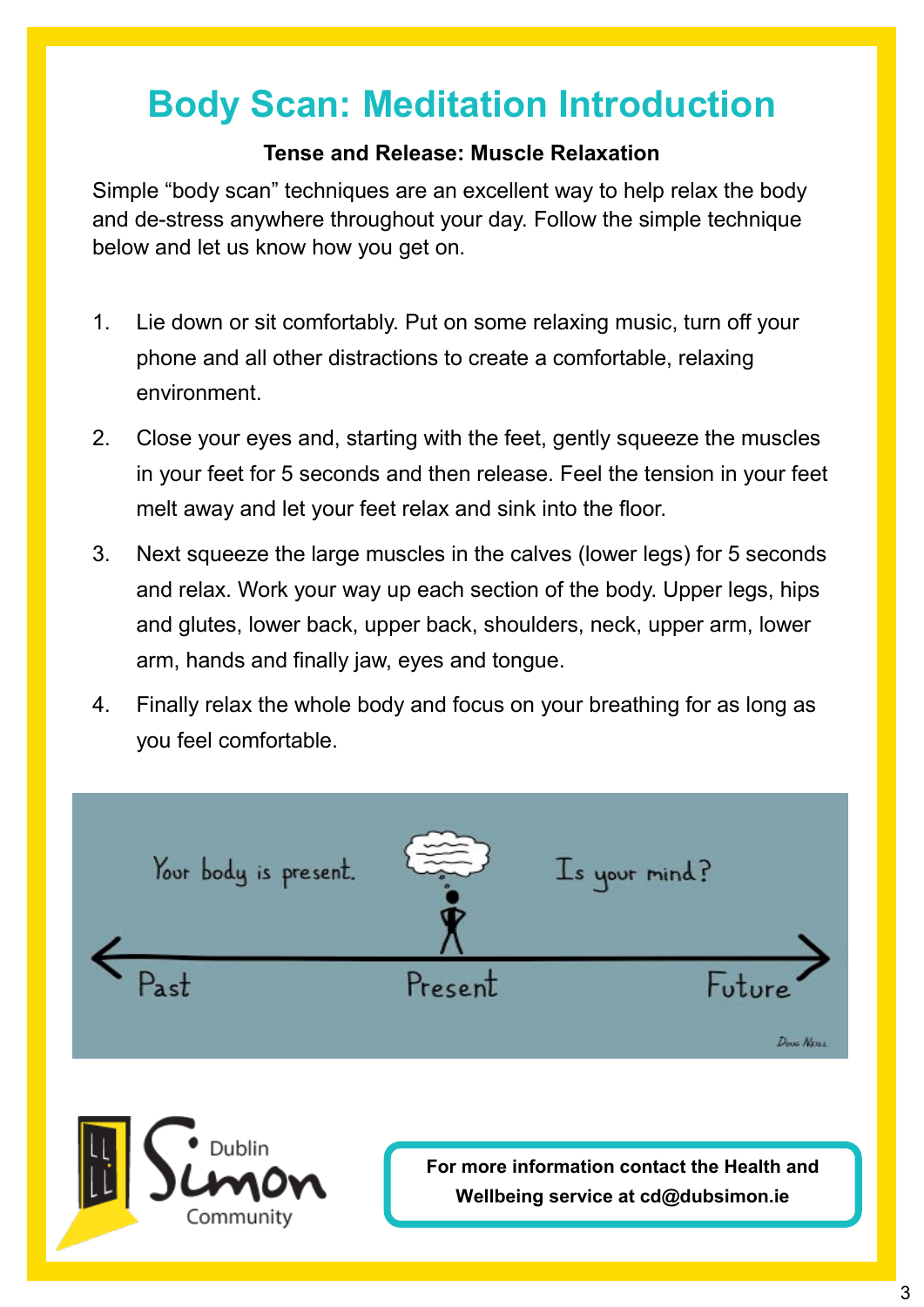# Body Scan: Meditation Introduction

**Tense and Release: Muscle Relaxation**

Simple "body scan" techniques are an excellent way to help relax the body and de-stress anywhere throughout your day. Follow the simple technique below and let us know how you get on.

1. Lie down or sit comfortably. Put on some relaxing music, turn off your phone and all other distractions to create a comfortable, relaxing environment.
2. Close your eyes and, starting with the feet, gently squeeze the muscles in your feet for 5 seconds and then release. Feel the tension in your feet melt away and let your feet relax and sink into the floor.
3. Next squeeze the large muscles in the calves (lower legs) for 5 seconds and relax. Work your way up each section of the body. Upper legs, hips and glutes, lower back, upper back, shoulders, neck, upper arm, lower arm, hands and finally jaw, eyes and tongue.
4. Finally relax the whole body and focus on your breathing for as long as you feel comfortable.

Your body is present. Is your mind?

Past

Present

Future

Dublin Simon Community

**For more information contact the Health and Wellbeing service at cd@dubsimon.ie**